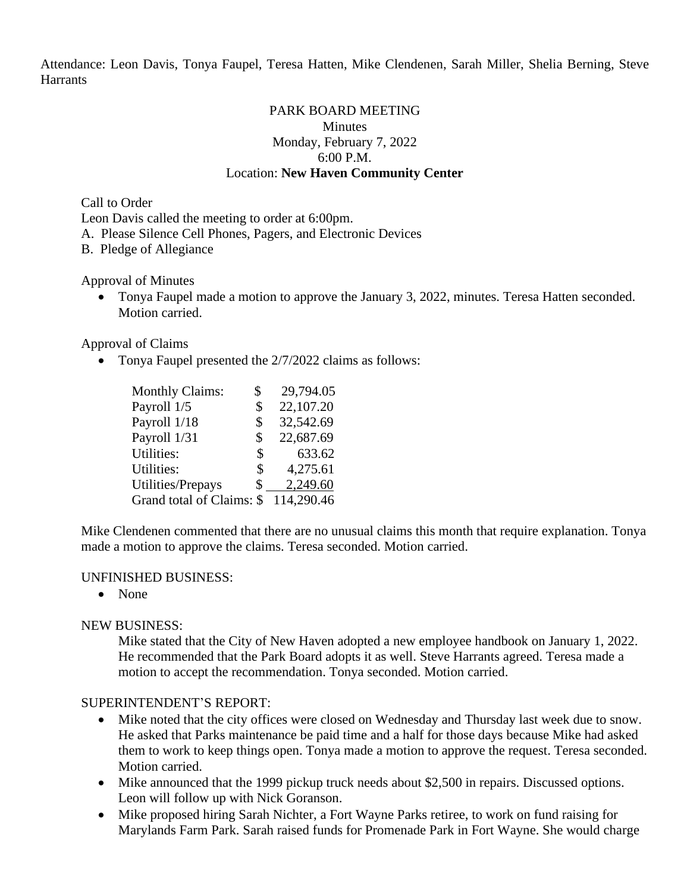Attendance: Leon Davis, Tonya Faupel, Teresa Hatten, Mike Clendenen, Sarah Miller, Shelia Berning, Steve Harrants

PARK BOARD MEETING
Minutes
Monday, February 7, 2022
6:00 P.M.
Location: **New Haven Community Center**

Call to Order
Leon Davis called the meeting to order at 6:00pm.
A. Please Silence Cell Phones, Pagers, and Electronic Devices
B. Pledge of Allegiance

Approval of Minutes

- Tonya Faupel made a motion to approve the January 3, 2022, minutes. Teresa Hatten seconded. Motion carried.

Approval of Claims

- Tonya Faupel presented the 2/7/2022 claims as follows:

| | | |
|---|---|---|
| Monthly Claims: | $ | 29,794.05 |
| Payroll 1/5 | $ | 22,107.20 |
| Payroll 1/18 | $ | 32,542.69 |
| Payroll 1/31 | $ | 22,687.69 |
| Utilities: | $ | 633.62 |
| Utilities: | $ | 4,275.61 |
| Utilities/Prepays | $ | 2,249.60 |
| Grand total of Claims: | $ | 114,290.46 |

Mike Clendenen commented that there are no unusual claims this month that require explanation. Tonya made a motion to approve the claims. Teresa seconded. Motion carried.

UNFINISHED BUSINESS:

- None

NEW BUSINESS:

Mike stated that the City of New Haven adopted a new employee handbook on January 1, 2022. He recommended that the Park Board adopts it as well. Steve Harrants agreed. Teresa made a motion to accept the recommendation. Tonya seconded. Motion carried.

SUPERINTENDENT'S REPORT:

- Mike noted that the city offices were closed on Wednesday and Thursday last week due to snow. He asked that Parks maintenance be paid time and a half for those days because Mike had asked them to work to keep things open. Tonya made a motion to approve the request. Teresa seconded. Motion carried.
- Mike announced that the 1999 pickup truck needs about $2,500 in repairs. Discussed options. Leon will follow up with Nick Goranson.
- Mike proposed hiring Sarah Nichter, a Fort Wayne Parks retiree, to work on fund raising for Marylands Farm Park. Sarah raised funds for Promenade Park in Fort Wayne. She would charge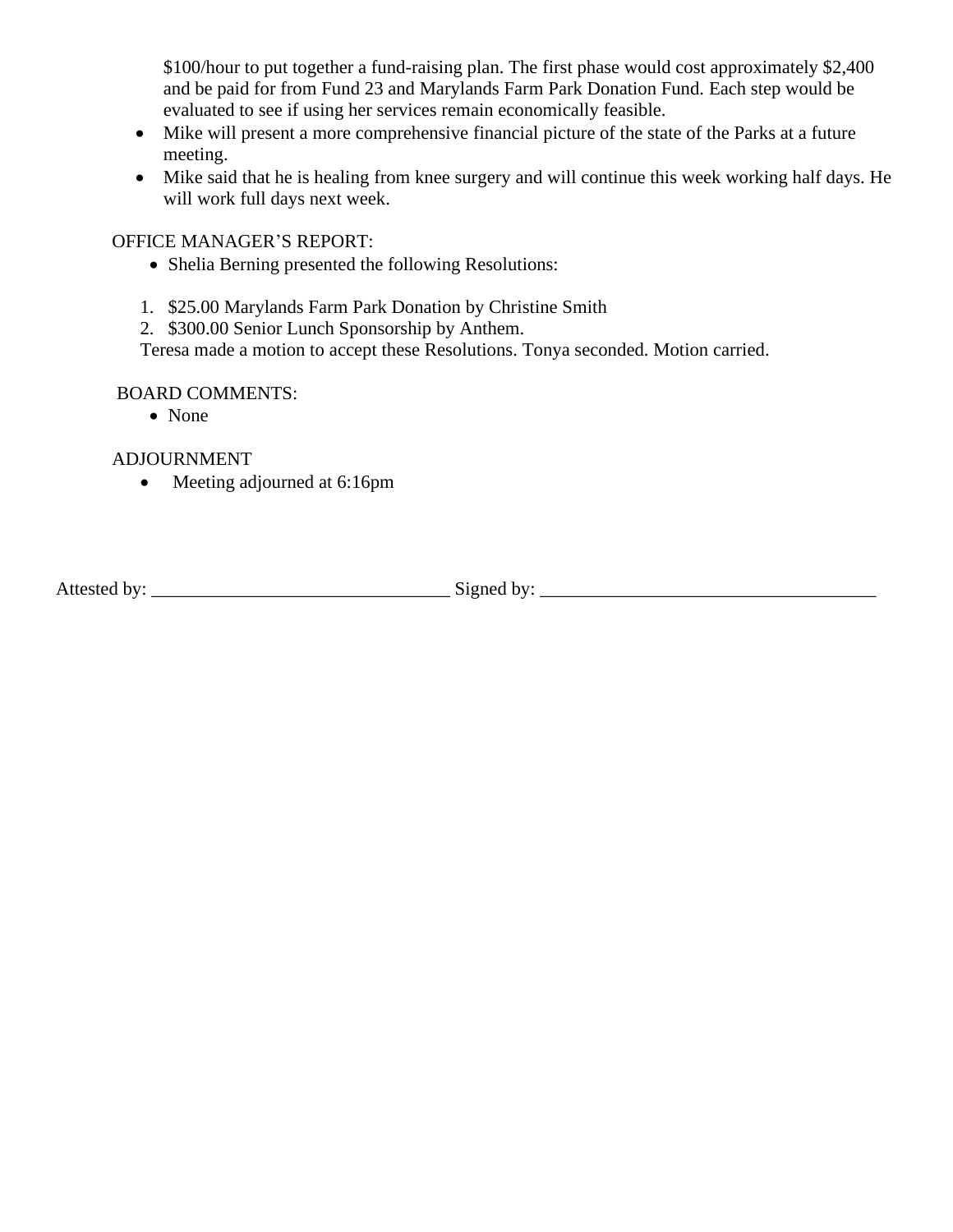$100/hour to put together a fund-raising plan. The first phase would cost approximately $2,400 and be paid for from Fund 23 and Marylands Farm Park Donation Fund. Each step would be evaluated to see if using her services remain economically feasible.

- Mike will present a more comprehensive financial picture of the state of the Parks at a future meeting.
- Mike said that he is healing from knee surgery and will continue this week working half days. He will work full days next week.

OFFICE MANAGER'S REPORT:

- Shelia Berning presented the following Resolutions:

1. $25.00 Marylands Farm Park Donation by Christine Smith
2. $300.00 Senior Lunch Sponsorship by Anthem.

Teresa made a motion to accept these Resolutions. Tonya seconded. Motion carried.

BOARD COMMENTS:

- None

ADJOURNMENT

- Meeting adjourned at 6:16pm

Attested by: ________________________________ Signed by: ____________________________________